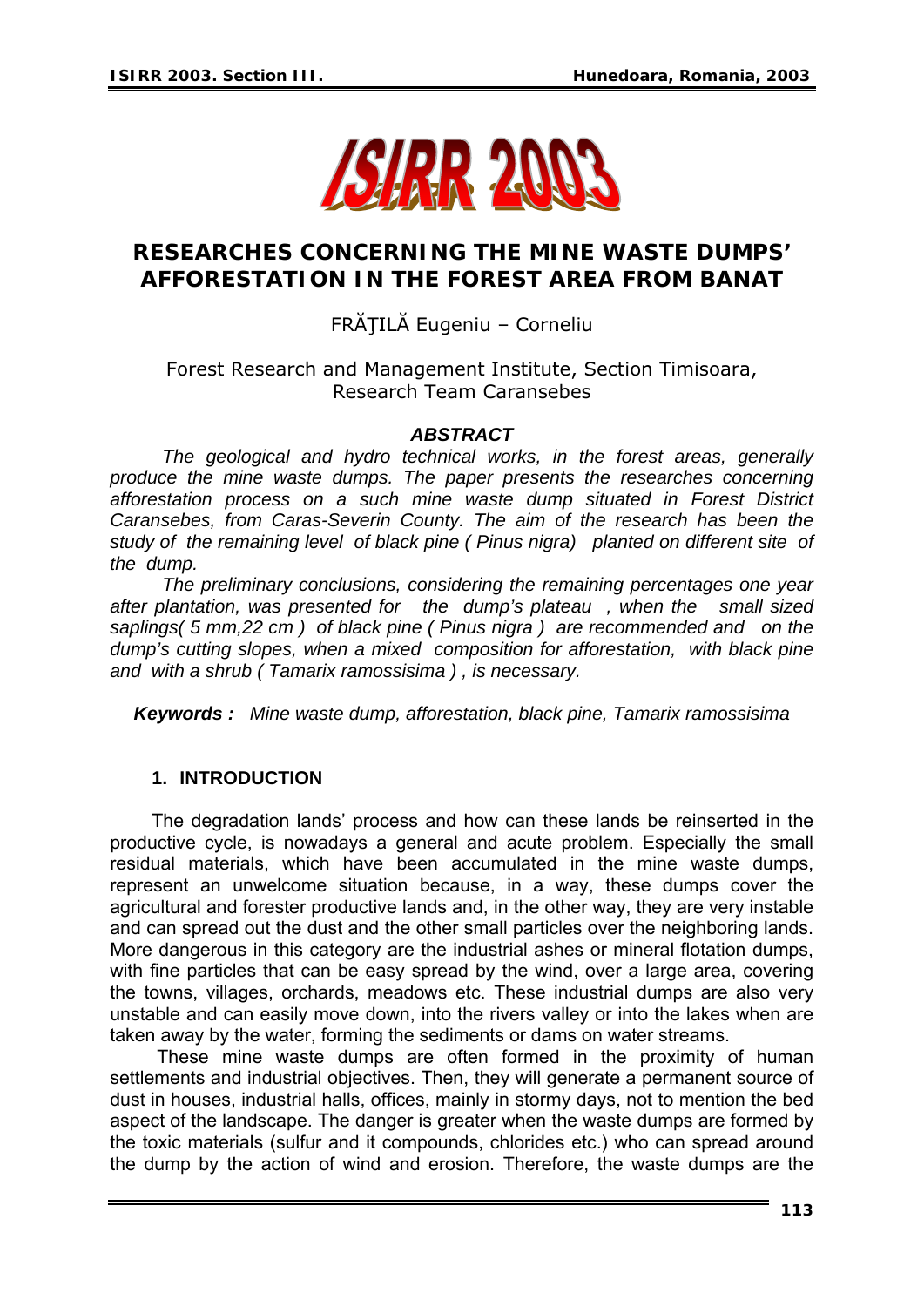# RESEARCHES CONCERNING THE MINE WASTE DUMPS' AFFORESTATION IN THE FOREST AREA FROM BANAT

FRĂŢILĂ Eugeniu – Corneliu

Forest Research and Management Institute, Section Timisoara, Research Team Caransebes

### *ABSTRACT*

*The geological and hydro technical works, in the forest areas, generally produce the mine waste dumps. The paper presents the researches concerning afforestation process on a such mine waste dump situated in Forest District Caransebes, from Caras-Severin County. The aim of the research has been the study of the remaining level of black pine ( Pinus nigra) planted on different site of the dump.*

*The preliminary conclusions, considering the remaining percentages one year after plantation, was presented for the dump's plateau , when the small sized saplings( 5 mm,22 cm ) of black pine ( Pinus nigra ) are recommended and on the dump's cutting slopes, when a mixed composition for afforestation, with black pine and with a shrub ( Tamarix ramossisima ) , is necessary.*

***Keywords :*** *Mine waste dump, afforestation, black pine, Tamarix ramossisima*

## 1. INTRODUCTION

The degradation lands' process and how can these lands be reinserted in the productive cycle, is nowadays a general and acute problem. Especially the small residual materials, which have been accumulated in the mine waste dumps, represent an unwelcome situation because, in a way, these dumps cover the agricultural and forester productive lands and, in the other way, they are very instable and can spread out the dust and the other small particles over the neighboring lands. More dangerous in this category are the industrial ashes or mineral flotation dumps, with fine particles that can be easy spread by the wind, over a large area, covering the towns, villages, orchards, meadows etc. These industrial dumps are also very unstable and can easily move down, into the rivers valley or into the lakes when are taken away by the water, forming the sediments or dams on water streams.

These mine waste dumps are often formed in the proximity of human settlements and industrial objectives. Then, they will generate a permanent source of dust in houses, industrial halls, offices, mainly in stormy days, not to mention the bed aspect of the landscape. The danger is greater when the waste dumps are formed by the toxic materials (sulfur and it compounds, chlorides etc.) who can spread around the dump by the action of wind and erosion. Therefore, the waste dumps are the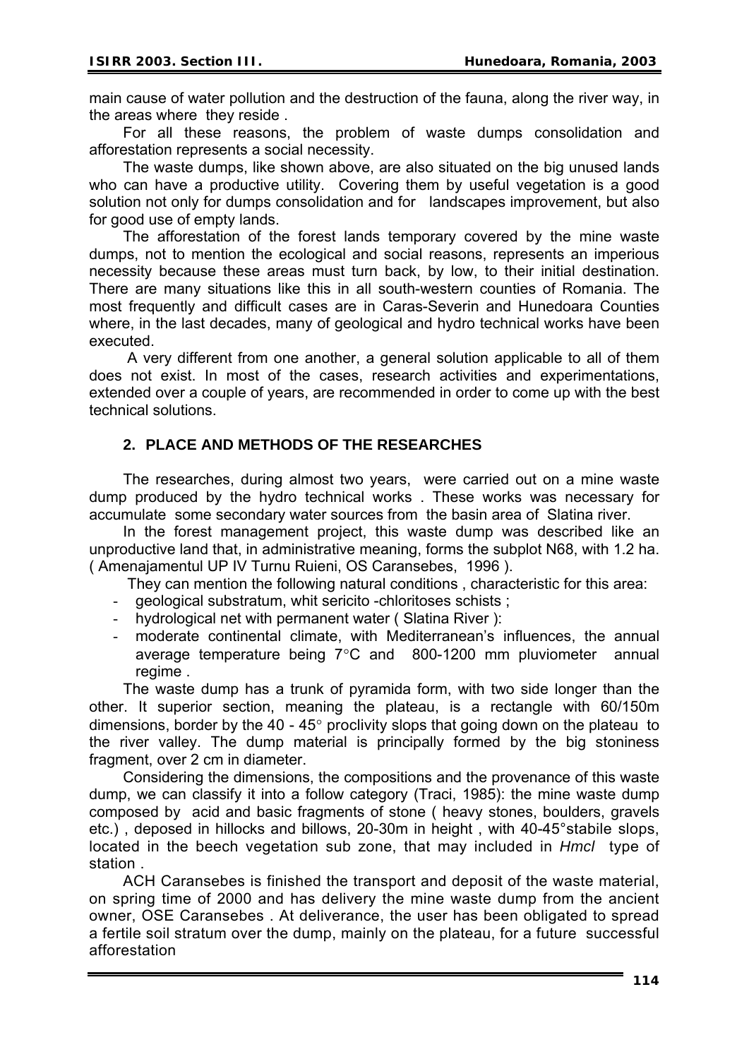main cause of water pollution and the destruction of the fauna, along the river way, in the areas where they reside .

For all these reasons, the problem of waste dumps consolidation and afforestation represents a social necessity.

The waste dumps, like shown above, are also situated on the big unused lands who can have a productive utility. Covering them by useful vegetation is a good solution not only for dumps consolidation and for landscapes improvement, but also for good use of empty lands.

The afforestation of the forest lands temporary covered by the mine waste dumps, not to mention the ecological and social reasons, represents an imperious necessity because these areas must turn back, by low, to their initial destination. There are many situations like this in all south-western counties of Romania. The most frequently and difficult cases are in Caras-Severin and Hunedoara Counties where, in the last decades, many of geological and hydro technical works have been executed.

A very different from one another, a general solution applicable to all of them does not exist. In most of the cases, research activities and experimentations, extended over a couple of years, are recommended in order to come up with the best technical solutions.

## 2. PLACE AND METHODS OF THE RESEARCHES

The researches, during almost two years, were carried out on a mine waste dump produced by the hydro technical works . These works was necessary for accumulate some secondary water sources from the basin area of Slatina river.

In the forest management project, this waste dump was described like an unproductive land that, in administrative meaning, forms the subplot N68, with 1.2 ha. ( Amenajamentul UP IV Turnu Ruieni, OS Caransebes, 1996 ).

They can mention the following natural conditions , characteristic for this area:

- geological substratum, whit sericito -chloritoses schists ;
- hydrological net with permanent water ( Slatina River ):
- moderate continental climate, with Mediterranean's influences, the annual average temperature being 7°C and 800-1200 mm pluviometer annual regime .

The waste dump has a trunk of pyramida form, with two side longer than the other. It superior section, meaning the plateau, is a rectangle with 60/150m dimensions, border by the 40 - 45° proclivity slops that going down on the plateau to the river valley. The dump material is principally formed by the big stoniness fragment, over 2 cm in diameter.

Considering the dimensions, the compositions and the provenance of this waste dump, we can classify it into a follow category (Traci, 1985): the mine waste dump composed by acid and basic fragments of stone ( heavy stones, boulders, gravels etc.) , deposed in hillocks and billows, 20-30m in height , with 40-45°stabile slops, located in the beech vegetation sub zone, that may included in *Hmcl* type of station .

ACH Caransebes is finished the transport and deposit of the waste material, on spring time of 2000 and has delivery the mine waste dump from the ancient owner, OSE Caransebes . At deliverance, the user has been obligated to spread a fertile soil stratum over the dump, mainly on the plateau, for a future successful afforestation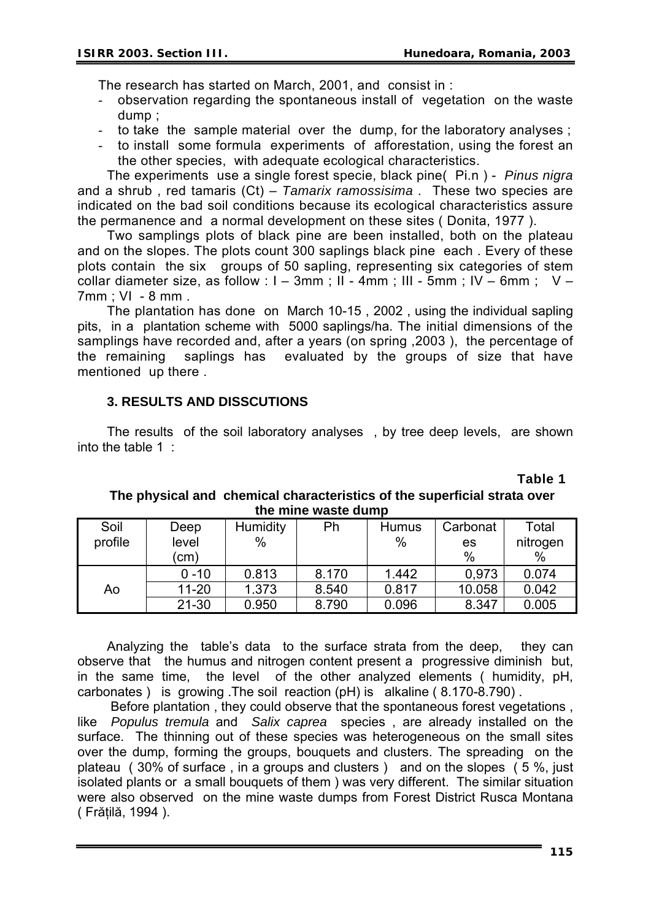The research has started on March, 2001, and consist in :

- observation regarding the spontaneous install of vegetation on the waste dump ;
- to take the sample material over the dump, for the laboratory analyses ;
- to install some formula experiments of afforestation, using the forest an the other species, with adequate ecological characteristics.

The experiments use a single forest specie, black pine( Pi.n ) - *Pinus nigra* and a shrub , red tamaris (Ct) – *Tamarix ramossisima .* These two species are indicated on the bad soil conditions because its ecological characteristics assure the permanence and a normal development on these sites ( Donita, 1977 ).

Two samplings plots of black pine are been installed, both on the plateau and on the slopes. The plots count 300 saplings black pine each . Every of these plots contain the six groups of 50 sapling, representing six categories of stem collar diameter size, as follow : I – 3mm ; II - 4mm ; III - 5mm ; IV – 6mm ; V – 7mm ; VI - 8 mm .

The plantation has done on March 10-15 , 2002 , using the individual sapling pits, in a plantation scheme with 5000 saplings/ha. The initial dimensions of the samplings have recorded and, after a years (on spring ,2003 ), the percentage of the remaining saplings has evaluated by the groups of size that have mentioned up there .

## 3. RESULTS AND DISSCUTIONS

The results of the soil laboratory analyses , by tree deep levels, are shown into the table 1 :

**Table 1**

**The physical and chemical characteristics of the superficial strata over the mine waste dump**

| Soil profile | Deep level (cm) | Humidity % | Ph | Humus % | Carbonates % | Total nitrogen % |
|---|---|---|---|---|---|---|
| Ao | 0 -10 | 0.813 | 8.170 | 1.442 | 0,973 | 0.074 |
| | 11-20 | 1.373 | 8.540 | 0.817 | 10.058 | 0.042 |
| | 21-30 | 0.950 | 8.790 | 0.096 | 8.347 | 0.005 |

Analyzing the table's data to the surface strata from the deep, they can observe that the humus and nitrogen content present a progressive diminish but, in the same time, the level of the other analyzed elements ( humidity, pH, carbonates ) is growing .The soil reaction (pH) is alkaline ( 8.170-8.790) .

Before plantation , they could observe that the spontaneous forest vegetations , like *Populus tremula* and *Salix caprea* species , are already installed on the surface. The thinning out of these species was heterogeneous on the small sites over the dump, forming the groups, bouquets and clusters. The spreading on the plateau ( 30% of surface , in a groups and clusters ) and on the slopes ( 5 %, just isolated plants or a small bouquets of them ) was very different. The similar situation were also observed on the mine waste dumps from Forest District Rusca Montana ( Frățilă, 1994 ).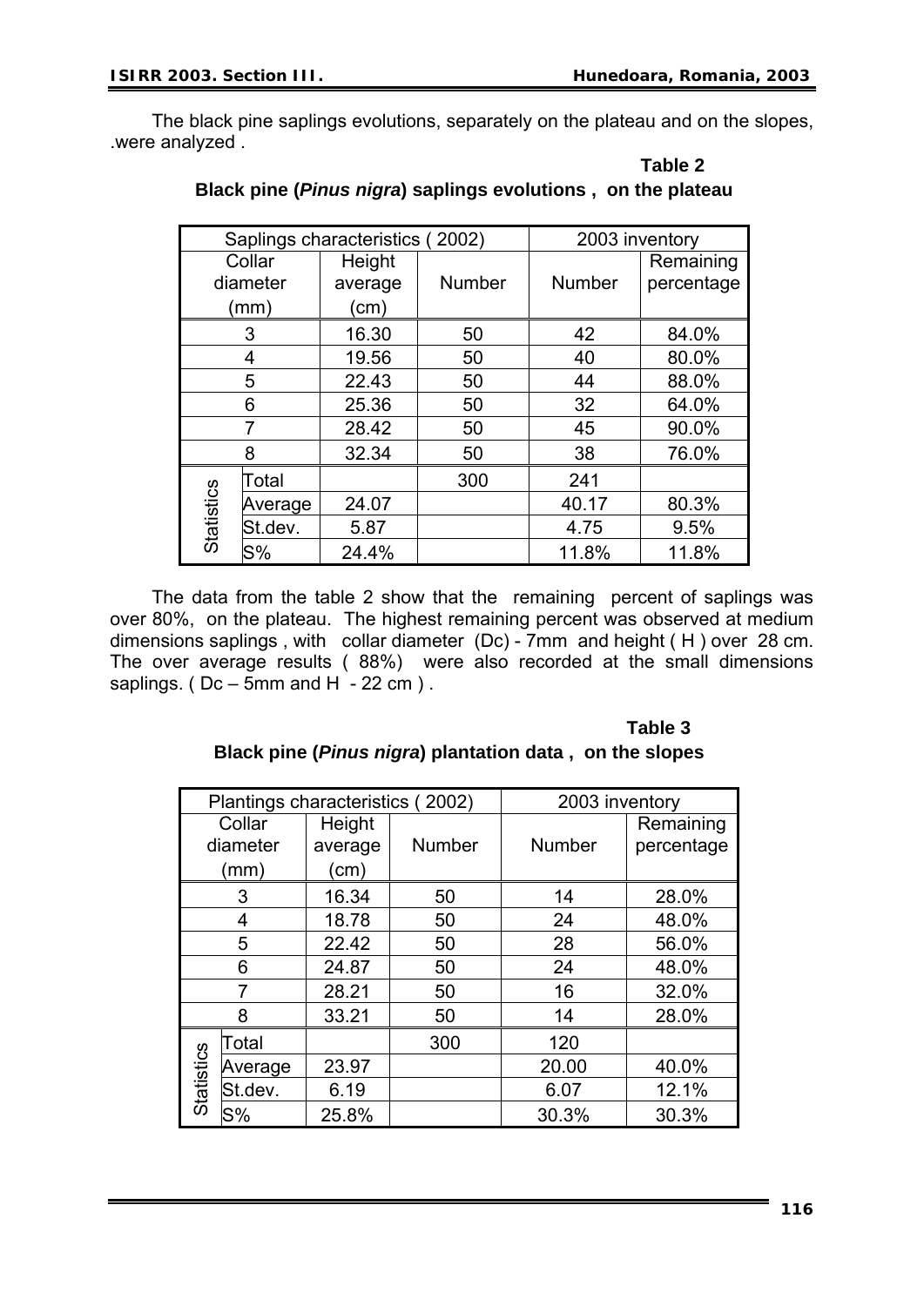The black pine saplings evolutions, separately on the plateau and on the slopes, .were analyzed .

**Table 2**

**Black pine (*Pinus nigra*) saplings evolutions , on the plateau**

| Saplings characteristics ( 2002) | | | | 2003 inventory | |
|---|---|---|---|---|---|
| Collar diameter (mm) | | Height average (cm) | Number | Number | Remaining percentage |
| 3 | | 16.30 | 50 | 42 | 84.0% |
| 4 | | 19.56 | 50 | 40 | 80.0% |
| 5 | | 22.43 | 50 | 44 | 88.0% |
| 6 | | 25.36 | 50 | 32 | 64.0% |
| 7 | | 28.42 | 50 | 45 | 90.0% |
| 8 | | 32.34 | 50 | 38 | 76.0% |
| Statistics | Total | | 300 | 241 | |
| | Average | 24.07 | | 40.17 | 80.3% |
| | St.dev. | 5.87 | | 4.75 | 9.5% |
| | S% | 24.4% | | 11.8% | 11.8% |

The data from the table 2 show that the remaining percent of saplings was over 80%, on the plateau. The highest remaining percent was observed at medium dimensions saplings , with collar diameter (Dc) - 7mm and height ( H ) over 28 cm. The over average results ( 88%) were also recorded at the small dimensions saplings. ( Dc – 5mm and H - 22 cm ) .

**Table 3**

**Black pine (*Pinus nigra*) plantation data , on the slopes**

| Plantings characteristics ( 2002) | | | | 2003 inventory | |
|---|---|---|---|---|---|
| Collar diameter (mm) | | Height average (cm) | Number | Number | Remaining percentage |
| 3 | | 16.34 | 50 | 14 | 28.0% |
| 4 | | 18.78 | 50 | 24 | 48.0% |
| 5 | | 22.42 | 50 | 28 | 56.0% |
| 6 | | 24.87 | 50 | 24 | 48.0% |
| 7 | | 28.21 | 50 | 16 | 32.0% |
| 8 | | 33.21 | 50 | 14 | 28.0% |
| Statistics | Total | | 300 | 120 | |
| | Average | 23.97 | | 20.00 | 40.0% |
| | St.dev. | 6.19 | | 6.07 | 12.1% |
| | S% | 25.8% | | 30.3% | 30.3% |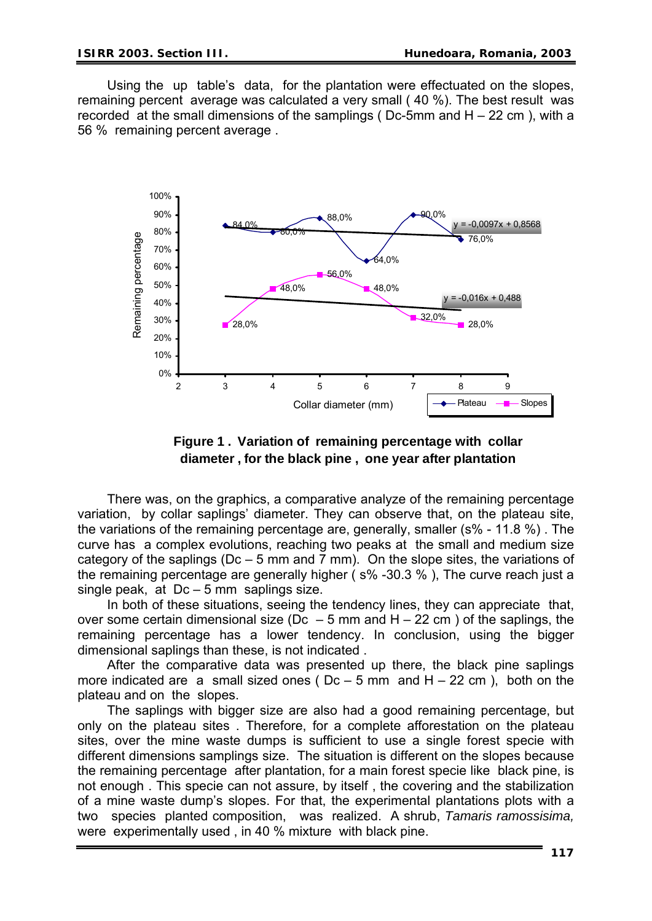Using the up table's data, for the plantation were effectuated on the slopes, remaining percent average was calculated a very small ( 40 %). The best result was recorded at the small dimensions of the samplings ( Dc-5mm and H – 22 cm ), with a 56 % remaining percent average .

**Figure 1 . Variation of remaining percentage with collar diameter , for the black pine , one year after plantation**

There was, on the graphics, a comparative analyze of the remaining percentage variation, by collar saplings' diameter. They can observe that, on the plateau site, the variations of the remaining percentage are, generally, smaller (s% - 11.8 %) . The curve has a complex evolutions, reaching two peaks at the small and medium size category of the saplings (Dc – 5 mm and 7 mm). On the slope sites, the variations of the remaining percentage are generally higher ( s% -30.3 % ), The curve reach just a single peak, at Dc – 5 mm saplings size.

In both of these situations, seeing the tendency lines, they can appreciate that, over some certain dimensional size (Dc – 5 mm and H – 22 cm ) of the saplings, the remaining percentage has a lower tendency. In conclusion, using the bigger dimensional saplings than these, is not indicated .

After the comparative data was presented up there, the black pine saplings more indicated are a small sized ones ( Dc – 5 mm and H – 22 cm ), both on the plateau and on the slopes.

The saplings with bigger size are also had a good remaining percentage, but only on the plateau sites . Therefore, for a complete afforestation on the plateau sites, over the mine waste dumps is sufficient to use a single forest specie with different dimensions samplings size. The situation is different on the slopes because the remaining percentage after plantation, for a main forest specie like black pine, is not enough . This specie can not assure, by itself , the covering and the stabilization of a mine waste dump's slopes. For that, the experimental plantations plots with a two species planted composition, was realized. A shrub, *Tamaris ramossisima,* were experimentally used , in 40 % mixture with black pine.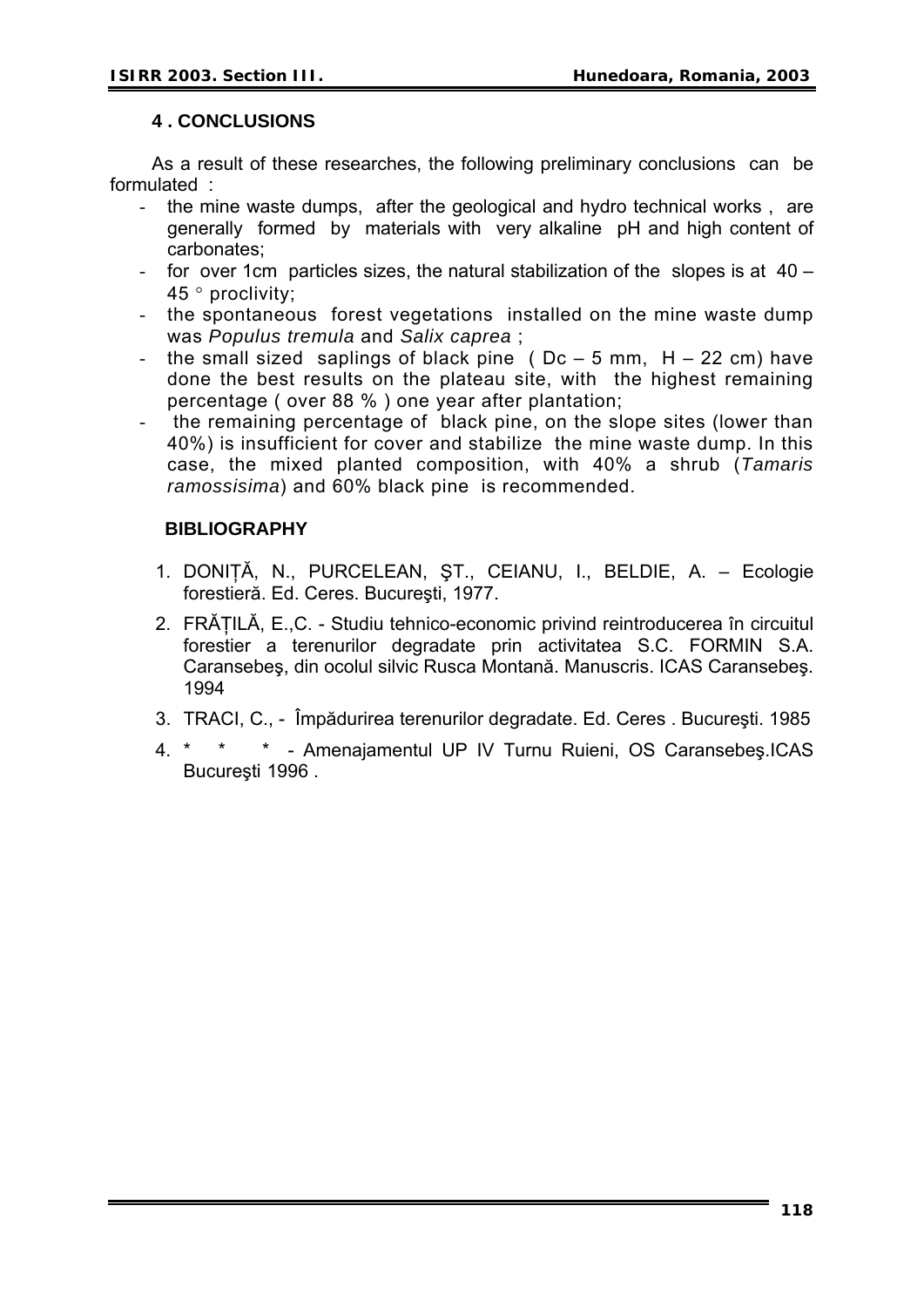## 4 . CONCLUSIONS

As a result of these researches, the following preliminary conclusions can be formulated :

- the mine waste dumps, after the geological and hydro technical works , are generally formed by materials with very alkaline pH and high content of carbonates;
- for over 1cm particles sizes, the natural stabilization of the slopes is at 40 – 45 ° proclivity;
- the spontaneous forest vegetations installed on the mine waste dump was *Populus tremula* and *Salix caprea* ;
- the small sized saplings of black pine ( Dc – 5 mm, H – 22 cm) have done the best results on the plateau site, with the highest remaining percentage ( over 88 % ) one year after plantation;
- the remaining percentage of black pine, on the slope sites (lower than 40%) is insufficient for cover and stabilize the mine waste dump. In this case, the mixed planted composition, with 40% a shrub (*Tamaris ramossisima*) and 60% black pine is recommended.

## BIBLIOGRAPHY

1. DONIȚĂ, N., PURCELEAN, ŞT., CEIANU, I., BELDIE, A. – Ecologie forestieră. Ed. Ceres. Bucureşti, 1977.
2. FRĂȚILĂ, E.,C. - Studiu tehnico-economic privind reintroducerea în circuitul forestier a terenurilor degradate prin activitatea S.C. FORMIN S.A. Caransebeş, din ocolul silvic Rusca Montană. Manuscris. ICAS Caransebeş. 1994
3. TRACI, C., - Împădurirea terenurilor degradate. Ed. Ceres . Bucureşti. 1985
4. \* \* \* - Amenajamentul UP IV Turnu Ruieni, OS Caransebeş.ICAS Bucureşti 1996 .